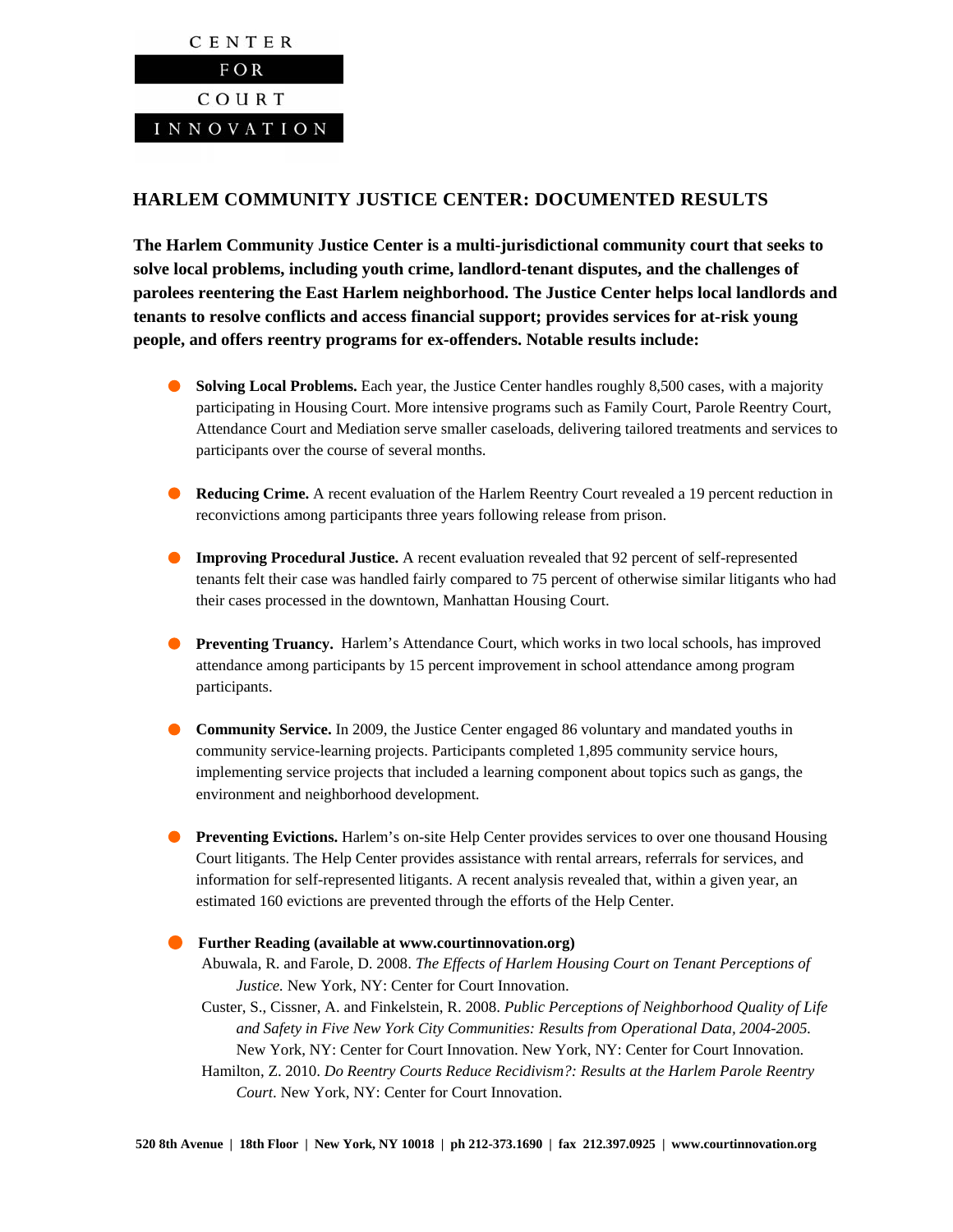CENTER FOR COURT INNOVATION

# HARLEM COMMUNITY JUSTICE CENTER: DOCUMENTED RESULTS

**The Harlem Community Justice Center is a multi-jurisdictional community court that seeks to solve local problems, including youth crime, landlord-tenant disputes, and the challenges of parolees reentering the East Harlem neighborhood. The Justice Center helps local landlords and tenants to resolve conflicts and access financial support; provides services for at-risk young people, and offers reentry programs for ex-offenders. Notable results include:**

- **Solving Local Problems.** Each year, the Justice Center handles roughly 8,500 cases, with a majority participating in Housing Court. More intensive programs such as Family Court, Parole Reentry Court, Attendance Court and Mediation serve smaller caseloads, delivering tailored treatments and services to participants over the course of several months.

- **Reducing Crime.** A recent evaluation of the Harlem Reentry Court revealed a 19 percent reduction in reconvictions among participants three years following release from prison.

- **Improving Procedural Justice.** A recent evaluation revealed that 92 percent of self-represented tenants felt their case was handled fairly compared to 75 percent of otherwise similar litigants who had their cases processed in the downtown, Manhattan Housing Court.

- **Preventing Truancy.** Harlem's Attendance Court, which works in two local schools, has improved attendance among participants by 15 percent improvement in school attendance among program participants.

- **Community Service.** In 2009, the Justice Center engaged 86 voluntary and mandated youths in community service-learning projects. Participants completed 1,895 community service hours, implementing service projects that included a learning component about topics such as gangs, the environment and neighborhood development.

- **Preventing Evictions.** Harlem's on-site Help Center provides services to over one thousand Housing Court litigants. The Help Center provides assistance with rental arrears, referrals for services, and information for self-represented litigants. A recent analysis revealed that, within a given year, an estimated 160 evictions are prevented through the efforts of the Help Center.

- **Further Reading (available at www.courtinnovation.org)**

  Abuwala, R. and Farole, D. 2008. *The Effects of Harlem Housing Court on Tenant Perceptions of Justice.* New York, NY: Center for Court Innovation.

  Custer, S., Cissner, A. and Finkelstein, R. 2008. *Public Perceptions of Neighborhood Quality of Life and Safety in Five New York City Communities: Results from Operational Data, 2004-2005.* New York, NY: Center for Court Innovation. New York, NY: Center for Court Innovation.

  Hamilton, Z. 2010. *Do Reentry Courts Reduce Recidivism?: Results at the Harlem Parole Reentry Court*. New York, NY: Center for Court Innovation.

**520 8th Avenue | 18th Floor | New York, NY 10018 | ph 212-373.1690 | fax 212.397.0925 | www.courtinnovation.org**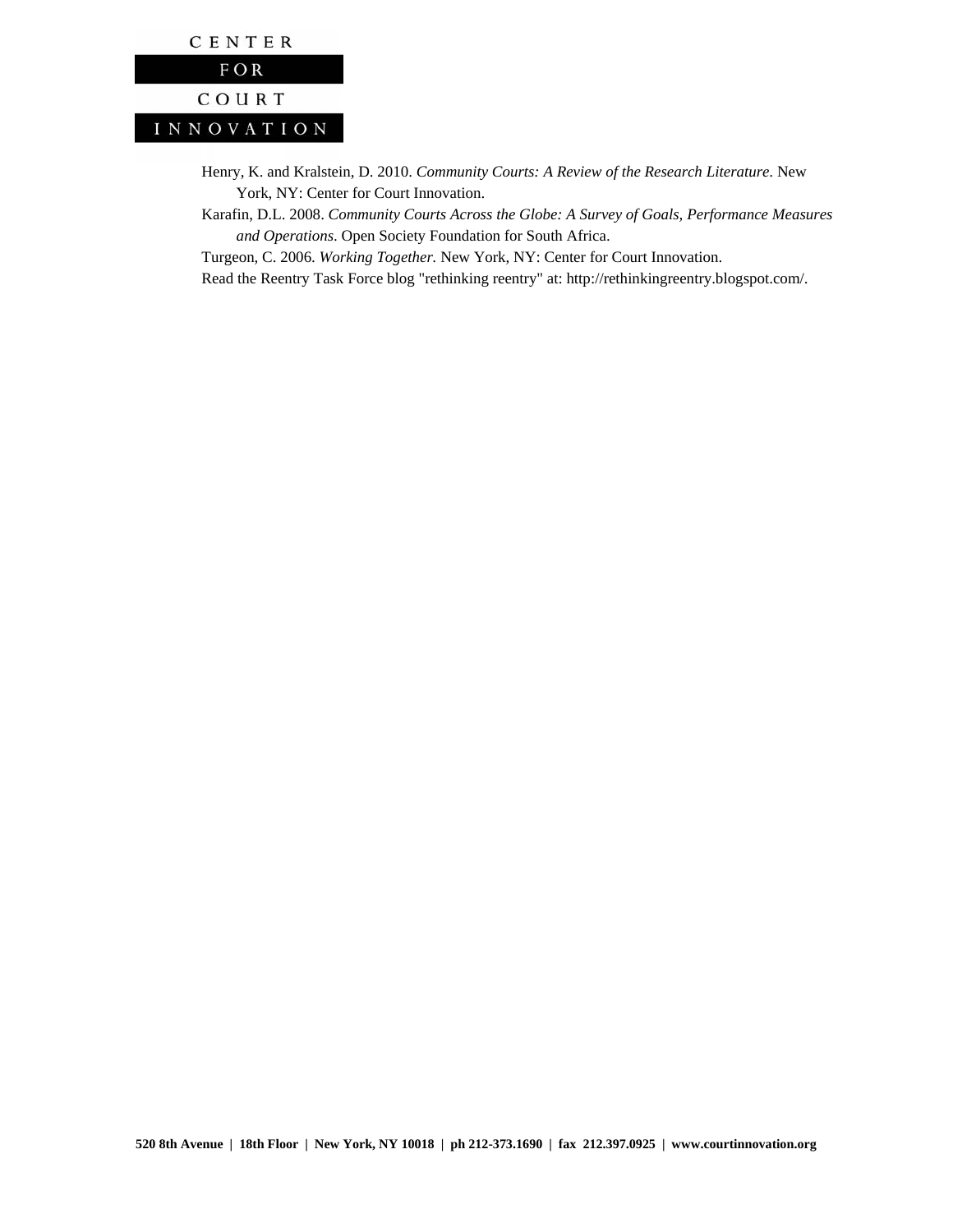Henry, K. and Kralstein, D. 2010. *Community Courts: A Review of the Research Literature*. New York, NY: Center for Court Innovation.

Karafin, D.L. 2008. *Community Courts Across the Globe: A Survey of Goals, Performance Measures and Operations*. Open Society Foundation for South Africa.

Turgeon, C. 2006. *Working Together.* New York, NY: Center for Court Innovation.

Read the Reentry Task Force blog "rethinking reentry" at: http://rethinkingreentry.blogspot.com/.